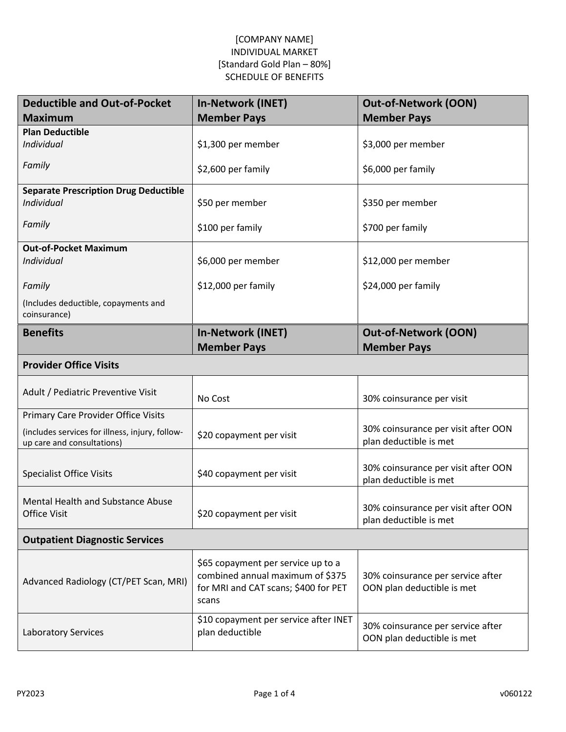[COMPANY NAME]
INDIVIDUAL MARKET
[Standard Gold Plan – 80%]
SCHEDULE OF BENEFITS

| Deductible and Out-of-Pocket Maximum | In-Network (INET) Member Pays | Out-of-Network (OON) Member Pays |
|---|---|---|
| **Plan Deductible**<br>*Individual*<br><br>*Family* | <br>$1,300 per member<br><br>$2,600 per family | <br>$3,000 per member<br><br>$6,000 per family |
| **Separate Prescription Drug Deductible**<br>*Individual*<br><br>*Family* | <br>$50 per member<br><br>$100 per family | <br>$350 per member<br><br>$700 per family |
| **Out-of-Pocket Maximum**<br>*Individual*<br><br>*Family*<br><br>(Includes deductible, copayments and coinsurance) | <br>$6,000 per member<br><br>$12,000 per family | <br>$12,000 per member<br><br>$24,000 per family |
| **Benefits** | **In-Network (INET) Member Pays** | **Out-of-Network (OON) Member Pays** |
| **Provider Office Visits** | | |
| Adult / Pediatric Preventive Visit | No Cost | 30% coinsurance per visit |
| Primary Care Provider Office Visits<br>(includes services for illness, injury, follow-up care and consultations) | $20 copayment per visit | 30% coinsurance per visit after OON plan deductible is met |
| Specialist Office Visits | $40 copayment per visit | 30% coinsurance per visit after OON plan deductible is met |
| Mental Health and Substance Abuse Office Visit | $20 copayment per visit | 30% coinsurance per visit after OON plan deductible is met |
| **Outpatient Diagnostic Services** | | |
| Advanced Radiology (CT/PET Scan, MRI) | $65 copayment per service up to a combined annual maximum of $375 for MRI and CAT scans; $400 for PET scans | 30% coinsurance per service after OON plan deductible is met |
| Laboratory Services | $10 copayment per service after INET plan deductible | 30% coinsurance per service after OON plan deductible is met |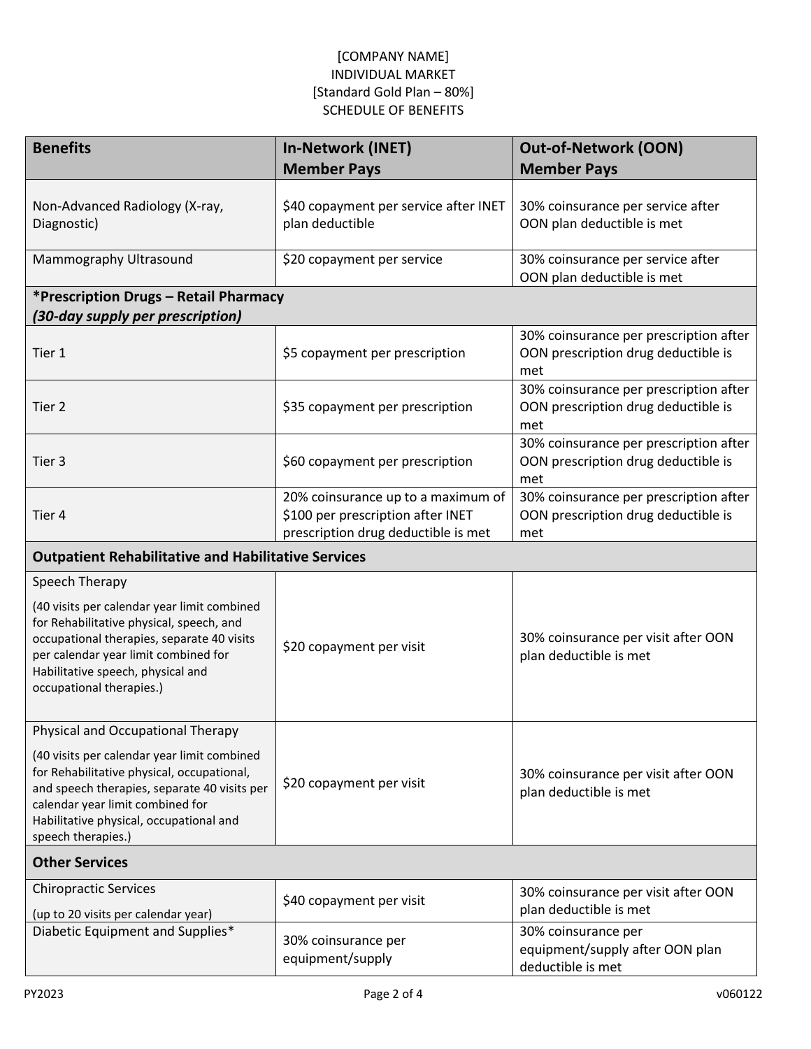[COMPANY NAME]
INDIVIDUAL MARKET
[Standard Gold Plan – 80%]
SCHEDULE OF BENEFITS

| Benefits | In-Network (INET) Member Pays | Out-of-Network (OON) Member Pays |
|---|---|---|
| Non-Advanced Radiology (X-ray, Diagnostic) | $40 copayment per service after INET plan deductible | 30% coinsurance per service after OON plan deductible is met |
| Mammography Ultrasound | $20 copayment per service | 30% coinsurance per service after OON plan deductible is met |
| ***Prescription Drugs – Retail Pharmacy** ***(30-day supply per prescription)*** | | |
| Tier 1 | $5 copayment per prescription | 30% coinsurance per prescription after OON prescription drug deductible is met |
| Tier 2 | $35 copayment per prescription | 30% coinsurance per prescription after OON prescription drug deductible is met |
| Tier 3 | $60 copayment per prescription | 30% coinsurance per prescription after OON prescription drug deductible is met |
| Tier 4 | 20% coinsurance up to a maximum of $100 per prescription after INET prescription drug deductible is met | 30% coinsurance per prescription after OON prescription drug deductible is met |
| **Outpatient Rehabilitative and Habilitative Services** | | |
| Speech Therapy (40 visits per calendar year limit combined for Rehabilitative physical, speech, and occupational therapies, separate 40 visits per calendar year limit combined for Habilitative speech, physical and occupational therapies.) | $20 copayment per visit | 30% coinsurance per visit after OON plan deductible is met |
| Physical and Occupational Therapy (40 visits per calendar year limit combined for Rehabilitative physical, occupational, and speech therapies, separate 40 visits per calendar year limit combined for Habilitative physical, occupational and speech therapies.) | $20 copayment per visit | 30% coinsurance per visit after OON plan deductible is met |
| **Other Services** | | |
| Chiropractic Services (up to 20 visits per calendar year) | $40 copayment per visit | 30% coinsurance per visit after OON plan deductible is met |
| Diabetic Equipment and Supplies* | 30% coinsurance per equipment/supply | 30% coinsurance per equipment/supply after OON plan deductible is met |

PY2023 v060122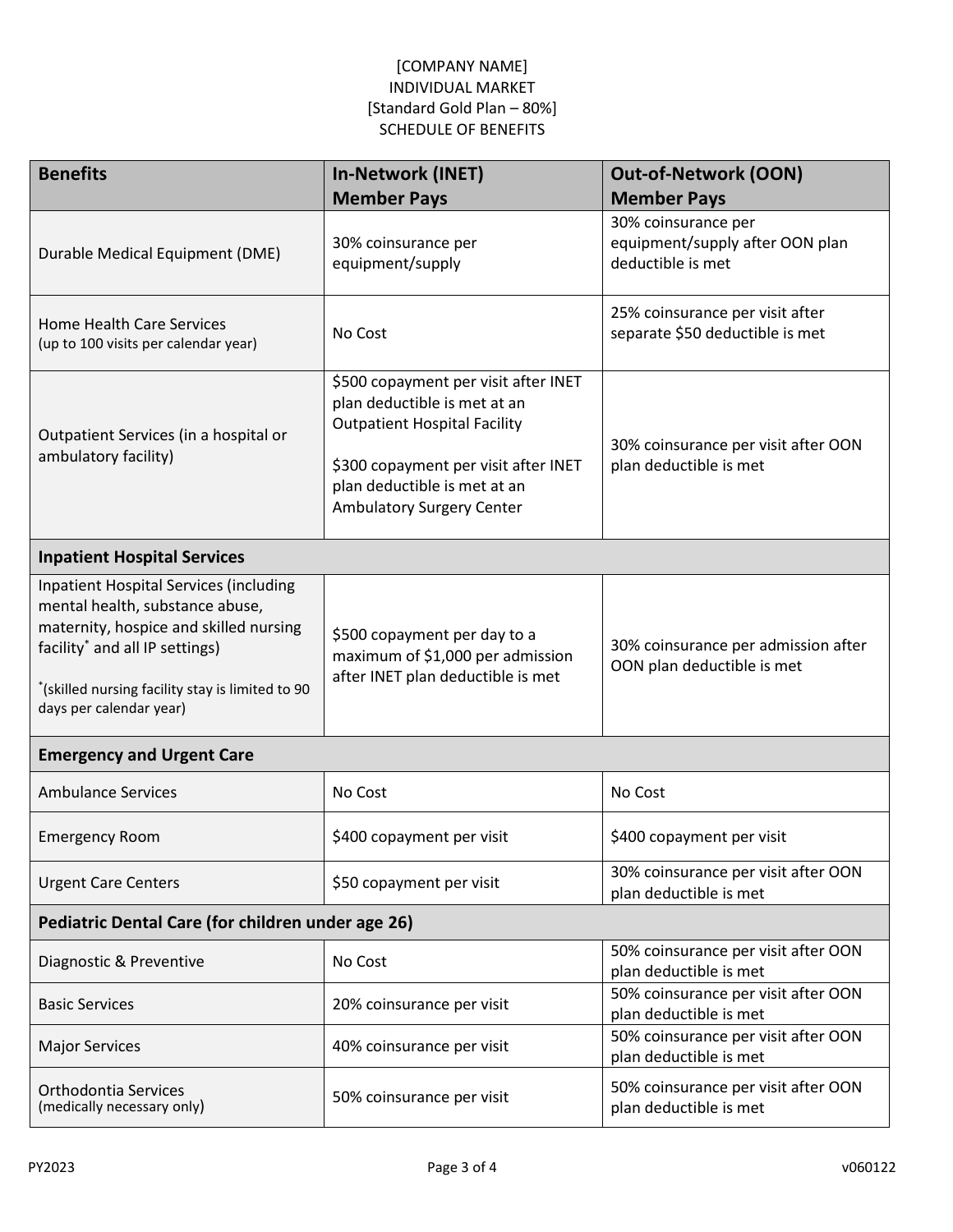[COMPANY NAME]
INDIVIDUAL MARKET
[Standard Gold Plan – 80%]
SCHEDULE OF BENEFITS

| Benefits | In-Network (INET) Member Pays | Out-of-Network (OON) Member Pays |
|---|---|---|
| Durable Medical Equipment (DME) | 30% coinsurance per equipment/supply | 30% coinsurance per equipment/supply after OON plan deductible is met |
| Home Health Care Services (up to 100 visits per calendar year) | No Cost | 25% coinsurance per visit after separate $50 deductible is met |
| Outpatient Services (in a hospital or ambulatory facility) | $500 copayment per visit after INET plan deductible is met at an Outpatient Hospital Facility<br><br>$300 copayment per visit after INET plan deductible is met at an Ambulatory Surgery Center | 30% coinsurance per visit after OON plan deductible is met |
| **Inpatient Hospital Services** | | |
| Inpatient Hospital Services (including mental health, substance abuse, maternity, hospice and skilled nursing facility* and all IP settings)<br><br>*(skilled nursing facility stay is limited to 90 days per calendar year) | $500 copayment per day to a maximum of $1,000 per admission after INET plan deductible is met | 30% coinsurance per admission after OON plan deductible is met |
| **Emergency and Urgent Care** | | |
| Ambulance Services | No Cost | No Cost |
| Emergency Room | $400 copayment per visit | $400 copayment per visit |
| Urgent Care Centers | $50 copayment per visit | 30% coinsurance per visit after OON plan deductible is met |
| **Pediatric Dental Care (for children under age 26)** | | |
| Diagnostic & Preventive | No Cost | 50% coinsurance per visit after OON plan deductible is met |
| Basic Services | 20% coinsurance per visit | 50% coinsurance per visit after OON plan deductible is met |
| Major Services | 40% coinsurance per visit | 50% coinsurance per visit after OON plan deductible is met |
| Orthodontia Services (medically necessary only) | 50% coinsurance per visit | 50% coinsurance per visit after OON plan deductible is met |

PY2023 v060122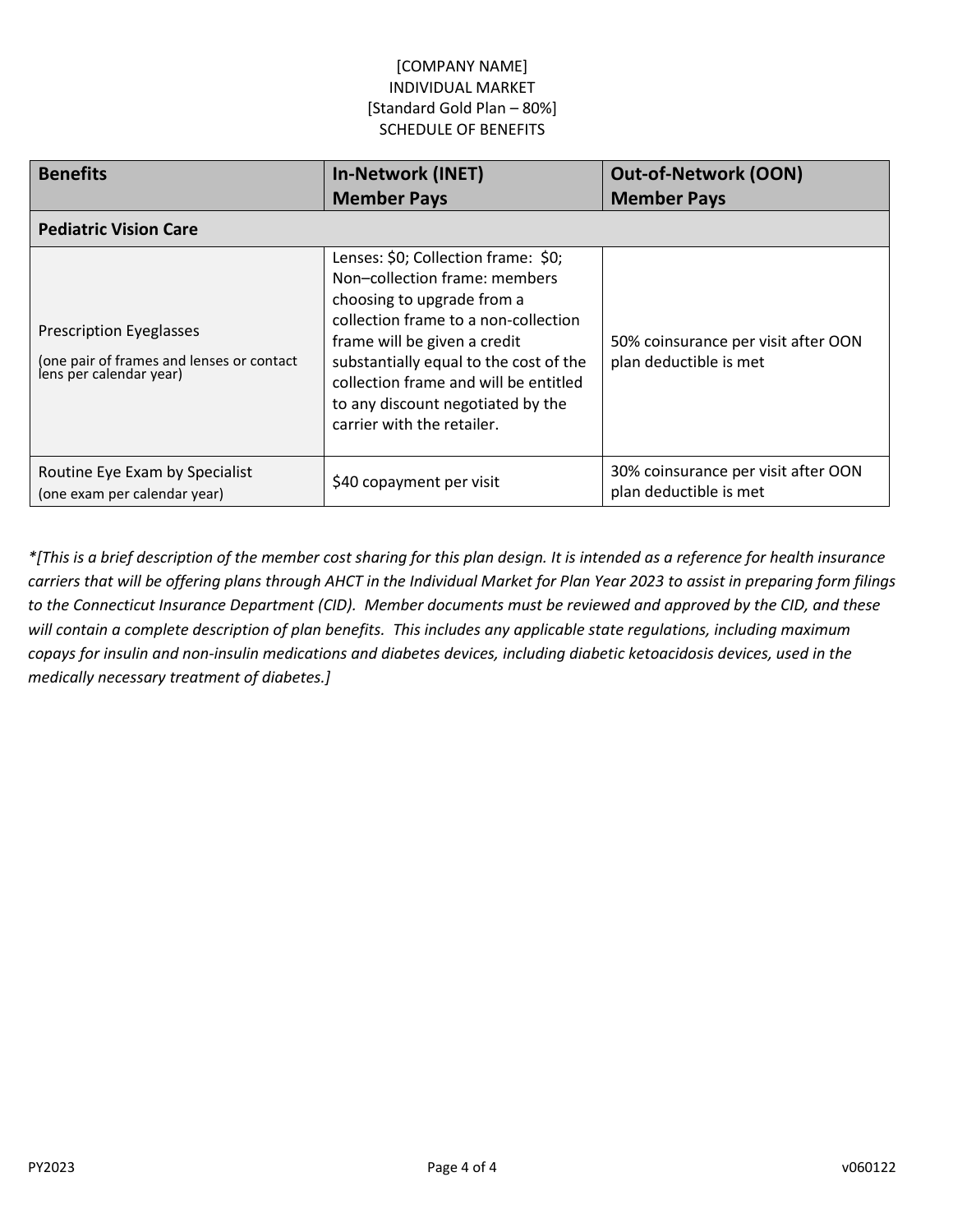[COMPANY NAME]
INDIVIDUAL MARKET
[Standard Gold Plan – 80%]
SCHEDULE OF BENEFITS

| Benefits | In-Network (INET) Member Pays | Out-of-Network (OON) Member Pays |
|---|---|---|
| **Pediatric Vision Care** | | |
| Prescription Eyeglasses (one pair of frames and lenses or contact lens per calendar year) | Lenses: $0; Collection frame: $0; Non–collection frame: members choosing to upgrade from a collection frame to a non-collection frame will be given a credit substantially equal to the cost of the collection frame and will be entitled to any discount negotiated by the carrier with the retailer. | 50% coinsurance per visit after OON plan deductible is met |
| Routine Eye Exam by Specialist (one exam per calendar year) | $40 copayment per visit | 30% coinsurance per visit after OON plan deductible is met |

*\*[This is a brief description of the member cost sharing for this plan design. It is intended as a reference for health insurance carriers that will be offering plans through AHCT in the Individual Market for Plan Year 2023 to assist in preparing form filings to the Connecticut Insurance Department (CID). Member documents must be reviewed and approved by the CID, and these will contain a complete description of plan benefits. This includes any applicable state regulations, including maximum copays for insulin and non-insulin medications and diabetes devices, including diabetic ketoacidosis devices, used in the medically necessary treatment of diabetes.]*